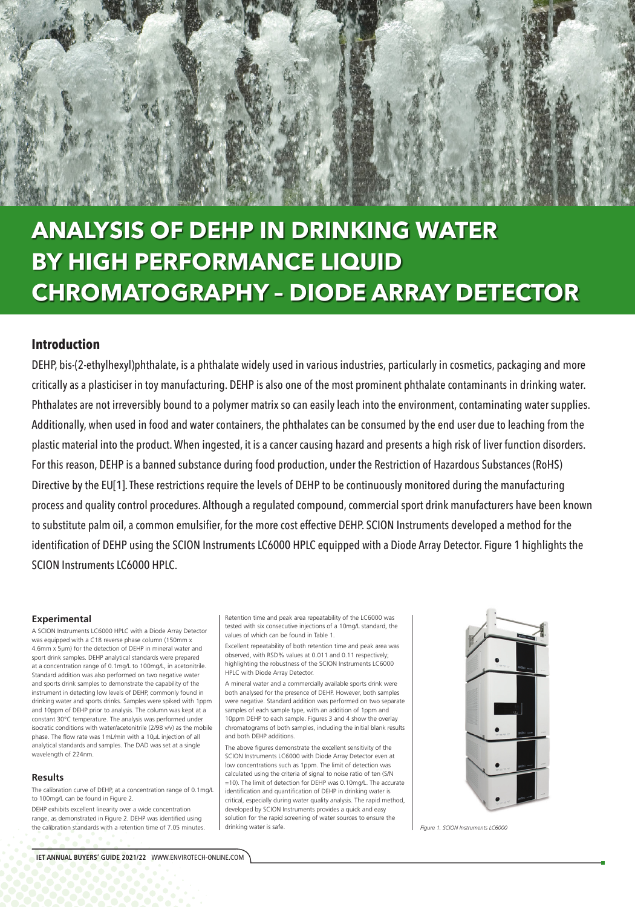# ANALYSIS OF DEHP IN DRINKING WATER BY HIGH PERFORMANCE LIQUID CHROMATOGRAPHY – DIODE ARRAY DETECTOR

## Introduction

DEHP, bis-(2-ethylhexyl)phthalate, is a phthalate widely used in various industries, particularly in cosmetics, packaging and more critically as a plasticiser in toy manufacturing. DEHP is also one of the most prominent phthalate contaminants in drinking water. Phthalates are not irreversibly bound to a polymer matrix so can easily leach into the environment, contaminating water supplies. Additionally, when used in food and water containers, the phthalates can be consumed by the end user due to leaching from the plastic material into the product. When ingested, it is a cancer causing hazard and presents a high risk of liver function disorders. For this reason, DEHP is a banned substance during food production, under the Restriction of Hazardous Substances (RoHS) Directive by the EU[1]. These restrictions require the levels of DEHP to be continuously monitored during the manufacturing process and quality control procedures. Although a regulated compound, commercial sport drink manufacturers have been known to substitute palm oil, a common emulsifier, for the more cost effective DEHP. SCION Instruments developed a method for the identification of DEHP using the SCION Instruments LC6000 HPLC equipped with a Diode Array Detector. Figure 1 highlights the SCION Instruments LC6000 HPLC.

### Experimental

A SCION Instruments LC6000 HPLC with a Diode Array Detector was equipped with a C18 reverse phase column (150mm x 4.6mm x 5µm) for the detection of DEHP in mineral water and sport drink samples. DEHP analytical standards were prepared at a concentration range of 0.1mg/L to 100mg/L, in acetonitrile. Standard addition was also performed on two negative water and sports drink samples to demonstrate the capability of the instrument in detecting low levels of DEHP, commonly found in drinking water and sports drinks. Samples were spiked with 1ppm and 10ppm of DEHP prior to analysis. The column was kept at a constant 30°C temperature. The analysis was performed under isocratic conditions with water/acetonitrile (2/98 v/v) as the mobile phase. The flow rate was 1mL/min with a 10µL injection of all analytical standards and samples. The DAD was set at a single wavelength of 224nm.

### Results

The calibration curve of DEHP, at a concentration range of 0.1mg/L to 100mg/L can be found in Figure 2.

DEHP exhibits excellent linearity over a wide concentration range, as demonstrated in Figure 2. DEHP was identified using the calibration standards with a retention time of 7.05 minutes.

Retention time and peak area repeatability of the LC6000 was tested with six consecutive injections of a 10mg/L standard, the values of which can be found in Table 1.

Excellent repeatability of both retention time and peak area was observed, with RSD% values at 0.011 and 0.11 respectively; highlighting the robustness of the SCION Instruments LC6000 HPLC with Diode Array Detector.

A mineral water and a commercially available sports drink were both analysed for the presence of DEHP. However, both samples were negative. Standard addition was performed on two separate samples of each sample type, with an addition of 1ppm and 10ppm DEHP to each sample. Figures 3 and 4 show the overlay chromatograms of both samples, including the initial blank results and both DEHP additions.

The above figures demonstrate the excellent sensitivity of the SCION Instruments LC6000 with Diode Array Detector even at low concentrations such as 1ppm. The limit of detection was calculated using the criteria of signal to noise ratio of ten (S/N =10). The limit of detection for DEHP was 0.10mg/L. The accurate identification and quantification of DEHP in drinking water is critical, especially during water quality analysis. The rapid method, developed by SCION Instruments provides a quick and easy solution for the rapid screening of water sources to ensure the drinking water is safe.

*Figure 1. SCION Instruments LC6000*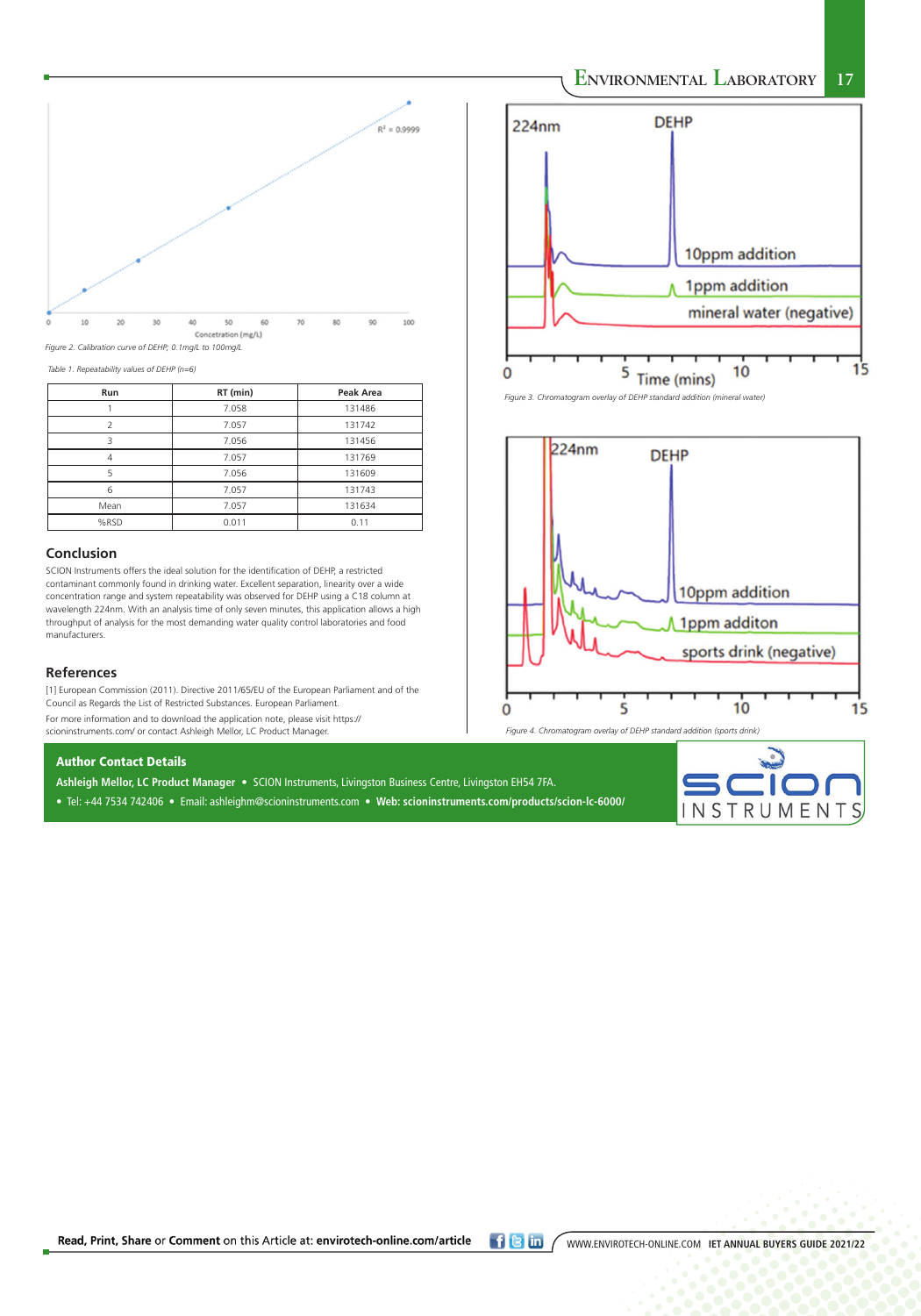R² = 0.9999

0 10 20 30 40 50 60 70 80 90 100

Concetration (mg/L)

*Figure 2. Calibration curve of DEHP; 0.1mg/L to 100mg/L*

*Table 1. Repeatability values of DEHP (n=6)*

| Run | RT (min) | Peak Area |
|---|---|---|
| 1 | 7.058 | 131486 |
| 2 | 7.057 | 131742 |
| 3 | 7.056 | 131456 |
| 4 | 7.057 | 131769 |
| 5 | 7.056 | 131609 |
| 6 | 7.057 | 131743 |
| Mean | 7.057 | 131634 |
| %RSD | 0.011 | 0.11 |

## Conclusion

SCION Instruments offers the ideal solution for the identification of DEHP, a restricted contaminant commonly found in drinking water. Excellent separation, linearity over a wide concentration range and system repeatability was observed for DEHP using a C18 column at wavelength 224nm. With an analysis time of only seven minutes, this application allows a high throughput of analysis for the most demanding water quality control laboratories and food manufacturers.

## References

[1] European Commission (2011). Directive 2011/65/EU of the European Parliament and of the Council as Regards the List of Restricted Substances. European Parliament.

For more information and to download the application note, please visit https://scioninstruments.com/ or contact Ashleigh Mellor, LC Product Manager.

224nm

DEHP

10ppm addition

1ppm addition

mineral water (negative)

0 5 Time (mins) 10 15

*Figure 3. Chromatogram overlay of DEHP standard addition (mineral water)*

224nm

DEHP

10ppm addition

1ppm additon

sports drink (negative)

0 5 10 15

*Figure 4. Chromatogram overlay of DEHP standard addition (sports drink)*

### Author Contact Details

**Ashleigh Mellor, LC Product Manager** • SCION Instruments, Livingston Business Centre, Livingston EH54 7FA.
• Tel: +44 7534 742406 • Email: ashleighm@scioninstruments.com • **Web: scioninstruments.com/products/scion-lc-6000/**

SCION INSTRUMENTS

**Read, Print, Share** or **Comment** on this Article at: **envirotech-online.com/article**